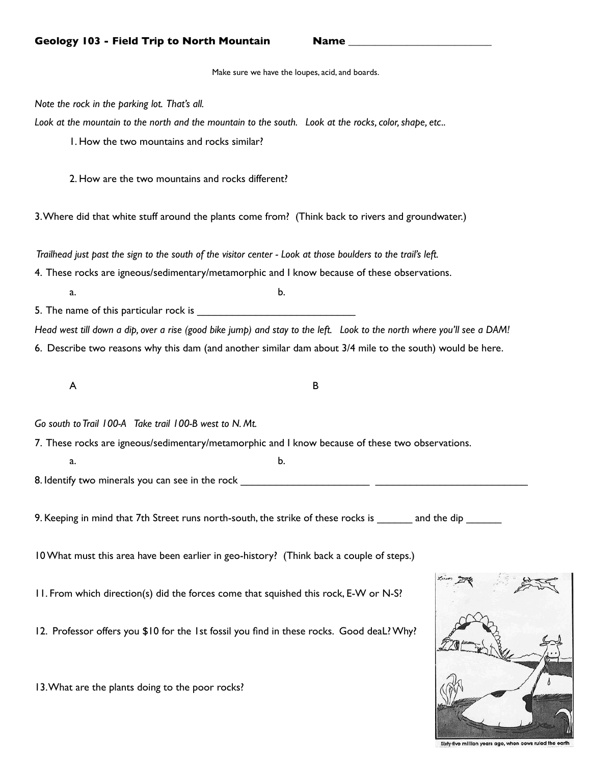**Geology 103 - Field Trip to North Mountain** **Name** ___________________________

Make sure we have the loupes, acid, and boards.

*Note the rock in the parking lot. That's all.*

*Look at the mountain to the north and the mountain to the south. Look at the rocks, color, shape, etc..*

1. How the two mountains and rocks similar?

2. How are the two mountains and rocks different?

3. Where did that white stuff around the plants come from? (Think back to rivers and groundwater.)

*Trailhead just past the sign to the south of the visitor center - Look at those boulders to the trail's left.*

4. These rocks are igneous/sedimentary/metamorphic and I know because of these observations.

   a. b.

5. The name of this particular rock is ______________________________

*Head west till down a dip, over a rise (good bike jump) and stay to the left. Look to the north where you'll see a DAM!*

6. Describe two reasons why this dam (and another similar dam about 3/4 mile to the south) would be here.

   A B

*Go south to Trail 100-A Take trail 100-B west to N. Mt.*

7. These rocks are igneous/sedimentary/metamorphic and I know because of these two observations.

   a. b.

8. Identify two minerals you can see in the rock _________________________ ______________________________

9. Keeping in mind that 7th Street runs north-south, the strike of these rocks is ______ and the dip ______

10 What must this area have been earlier in geo-history? (Think back a couple of steps.)

11. From which direction(s) did the forces come that squished this rock, E-W or N-S?

12. Professor offers you $10 for the 1st fossil you find in these rocks. Good deaL? Why?

13. What are the plants doing to the poor rocks?

Sixty-five million years ago, when cows ruled the earth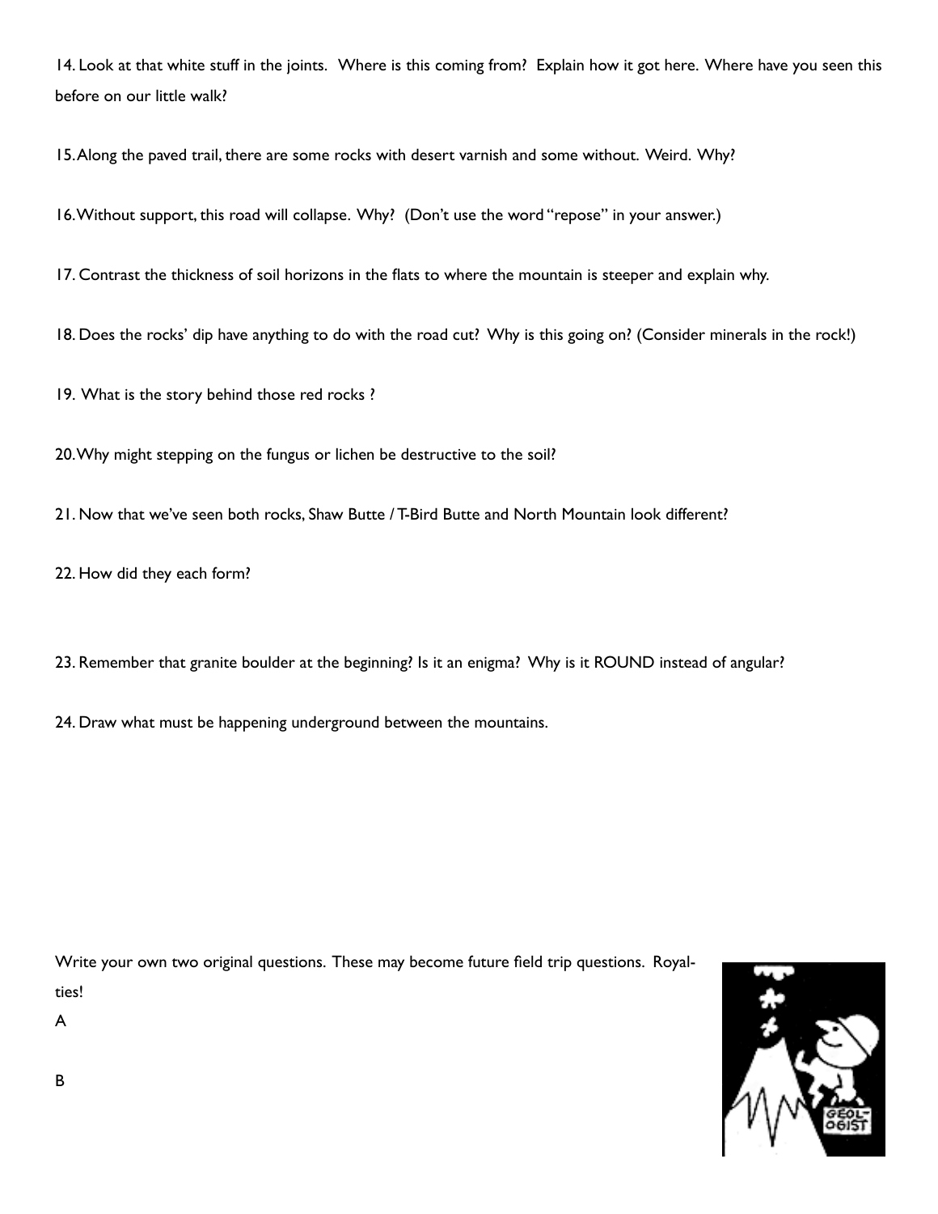14. Look at that white stuff in the joints. Where is this coming from? Explain how it got here. Where have you seen this before on our little walk?

15. Along the paved trail, there are some rocks with desert varnish and some without. Weird. Why?

16. Without support, this road will collapse. Why? (Don't use the word "repose" in your answer.)

17. Contrast the thickness of soil horizons in the flats to where the mountain is steeper and explain why.

18. Does the rocks' dip have anything to do with the road cut? Why is this going on? (Consider minerals in the rock!)

19. What is the story behind those red rocks ?

20. Why might stepping on the fungus or lichen be destructive to the soil?

21. Now that we've seen both rocks, Shaw Butte / T-Bird Butte and North Mountain look different?

22. How did they each form?

23. Remember that granite boulder at the beginning? Is it an enigma? Why is it ROUND instead of angular?

24. Draw what must be happening underground between the mountains.

Write your own two original questions. These may become future field trip questions. Royalties!

A

B